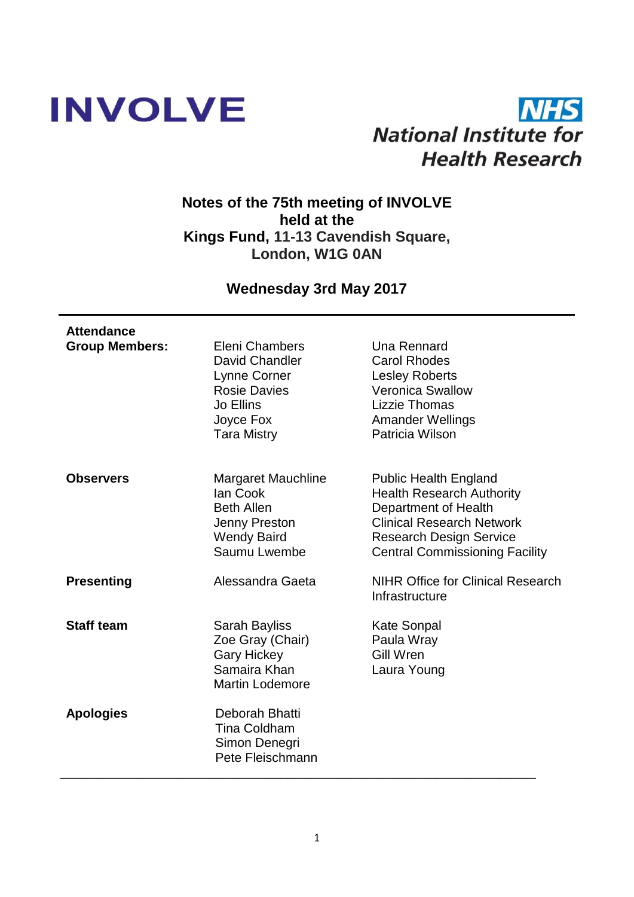INVOLVE

NHS
National Institute for Health Research

# Notes of the 75th meeting of INVOLVE held at the Kings Fund, 11-13 Cavendish Square, London, W1G 0AN

## Wednesday 3rd May 2017

| | | |
|---|---|---|
| **Attendance** | | |
| **Group Members:** | Eleni Chambers<br>David Chandler<br>Lynne Corner<br>Rosie Davies<br>Jo Ellins<br>Joyce Fox<br>Tara Mistry | Una Rennard<br>Carol Rhodes<br>Lesley Roberts<br>Veronica Swallow<br>Lizzie Thomas<br>Amander Wellings<br>Patricia Wilson |
| **Observers** | Margaret Mauchline<br>Ian Cook<br>Beth Allen<br>Jenny Preston<br>Wendy Baird<br>Saumu Lwembe | Public Health England<br>Health Research Authority<br>Department of Health<br>Clinical Research Network<br>Research Design Service<br>Central Commissioning Facility |
| **Presenting** | Alessandra Gaeta | NIHR Office for Clinical Research Infrastructure |
| **Staff team** | Sarah Bayliss<br>Zoe Gray (Chair)<br>Gary Hickey<br>Samaira Khan<br>Martin Lodemore | Kate Sonpal<br>Paula Wray<br>Gill Wren<br>Laura Young |
| **Apologies** | Deborah Bhatti<br>Tina Coldham<br>Simon Denegri<br>Pete Fleischmann | |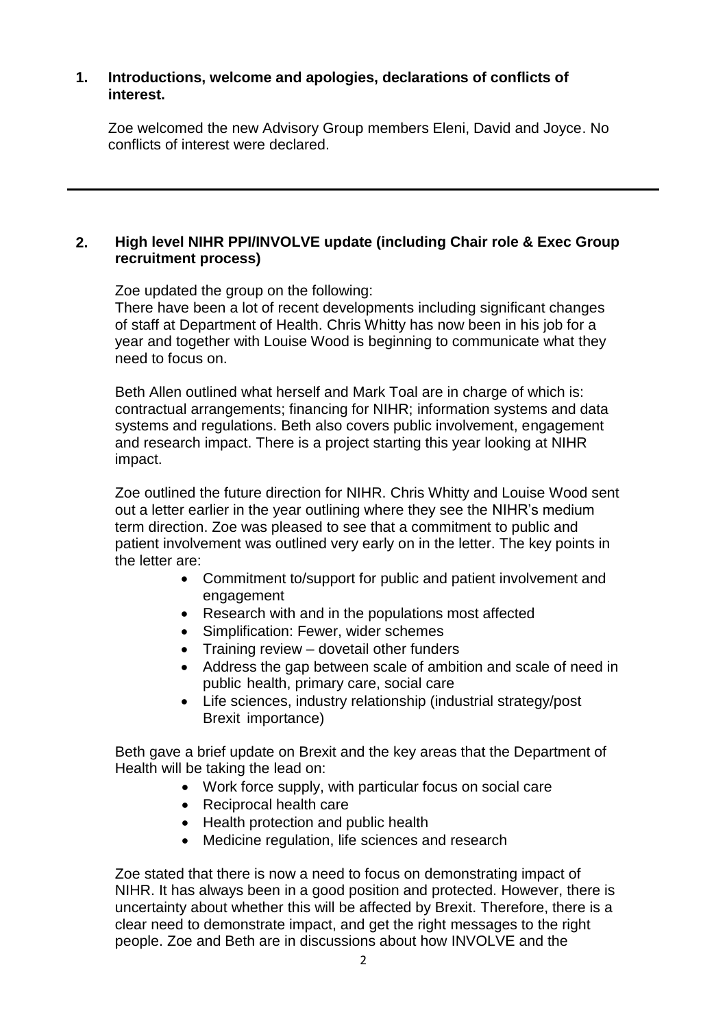## 1. Introductions, welcome and apologies, declarations of conflicts of interest.

Zoe welcomed the new Advisory Group members Eleni, David and Joyce. No conflicts of interest were declared.

---

## 2. High level NIHR PPI/INVOLVE update (including Chair role & Exec Group recruitment process)

Zoe updated the group on the following:
There have been a lot of recent developments including significant changes of staff at Department of Health. Chris Whitty has now been in his job for a year and together with Louise Wood is beginning to communicate what they need to focus on.

Beth Allen outlined what herself and Mark Toal are in charge of which is: contractual arrangements; financing for NIHR; information systems and data systems and regulations. Beth also covers public involvement, engagement and research impact. There is a project starting this year looking at NIHR impact.

Zoe outlined the future direction for NIHR. Chris Whitty and Louise Wood sent out a letter earlier in the year outlining where they see the NIHR's medium term direction. Zoe was pleased to see that a commitment to public and patient involvement was outlined very early on in the letter. The key points in the letter are:

- Commitment to/support for public and patient involvement and engagement
- Research with and in the populations most affected
- Simplification: Fewer, wider schemes
- Training review – dovetail other funders
- Address the gap between scale of ambition and scale of need in public health, primary care, social care
- Life sciences, industry relationship (industrial strategy/post Brexit importance)

Beth gave a brief update on Brexit and the key areas that the Department of Health will be taking the lead on:

- Work force supply, with particular focus on social care
- Reciprocal health care
- Health protection and public health
- Medicine regulation, life sciences and research

Zoe stated that there is now a need to focus on demonstrating impact of NIHR. It has always been in a good position and protected. However, there is uncertainty about whether this will be affected by Brexit. Therefore, there is a clear need to demonstrate impact, and get the right messages to the right people. Zoe and Beth are in discussions about how INVOLVE and the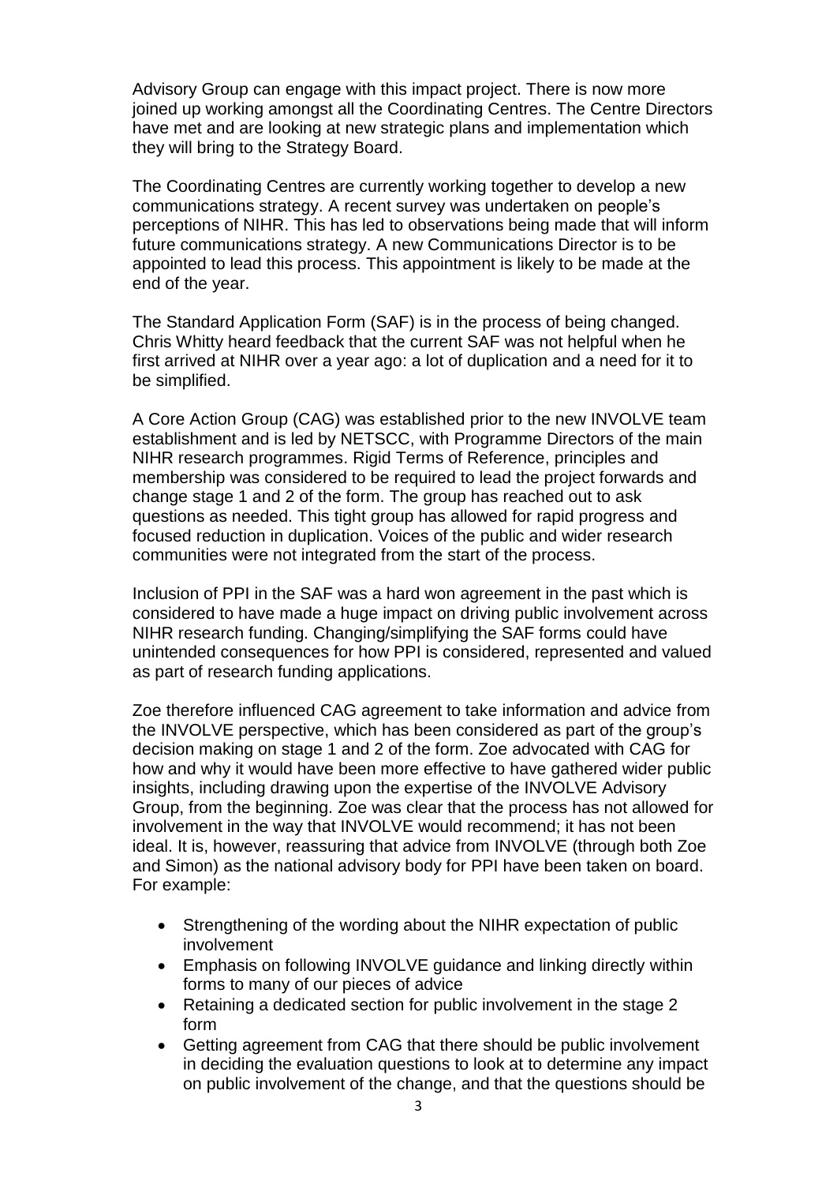Advisory Group can engage with this impact project. There is now more joined up working amongst all the Coordinating Centres. The Centre Directors have met and are looking at new strategic plans and implementation which they will bring to the Strategy Board.

The Coordinating Centres are currently working together to develop a new communications strategy. A recent survey was undertaken on people's perceptions of NIHR. This has led to observations being made that will inform future communications strategy. A new Communications Director is to be appointed to lead this process. This appointment is likely to be made at the end of the year.

The Standard Application Form (SAF) is in the process of being changed. Chris Whitty heard feedback that the current SAF was not helpful when he first arrived at NIHR over a year ago: a lot of duplication and a need for it to be simplified.

A Core Action Group (CAG) was established prior to the new INVOLVE team establishment and is led by NETSCC, with Programme Directors of the main NIHR research programmes. Rigid Terms of Reference, principles and membership was considered to be required to lead the project forwards and change stage 1 and 2 of the form. The group has reached out to ask questions as needed. This tight group has allowed for rapid progress and focused reduction in duplication. Voices of the public and wider research communities were not integrated from the start of the process.

Inclusion of PPI in the SAF was a hard won agreement in the past which is considered to have made a huge impact on driving public involvement across NIHR research funding. Changing/simplifying the SAF forms could have unintended consequences for how PPI is considered, represented and valued as part of research funding applications.

Zoe therefore influenced CAG agreement to take information and advice from the INVOLVE perspective, which has been considered as part of the group's decision making on stage 1 and 2 of the form. Zoe advocated with CAG for how and why it would have been more effective to have gathered wider public insights, including drawing upon the expertise of the INVOLVE Advisory Group, from the beginning. Zoe was clear that the process has not allowed for involvement in the way that INVOLVE would recommend; it has not been ideal. It is, however, reassuring that advice from INVOLVE (through both Zoe and Simon) as the national advisory body for PPI have been taken on board. For example:

- Strengthening of the wording about the NIHR expectation of public involvement
- Emphasis on following INVOLVE guidance and linking directly within forms to many of our pieces of advice
- Retaining a dedicated section for public involvement in the stage 2 form
- Getting agreement from CAG that there should be public involvement in deciding the evaluation questions to look at to determine any impact on public involvement of the change, and that the questions should be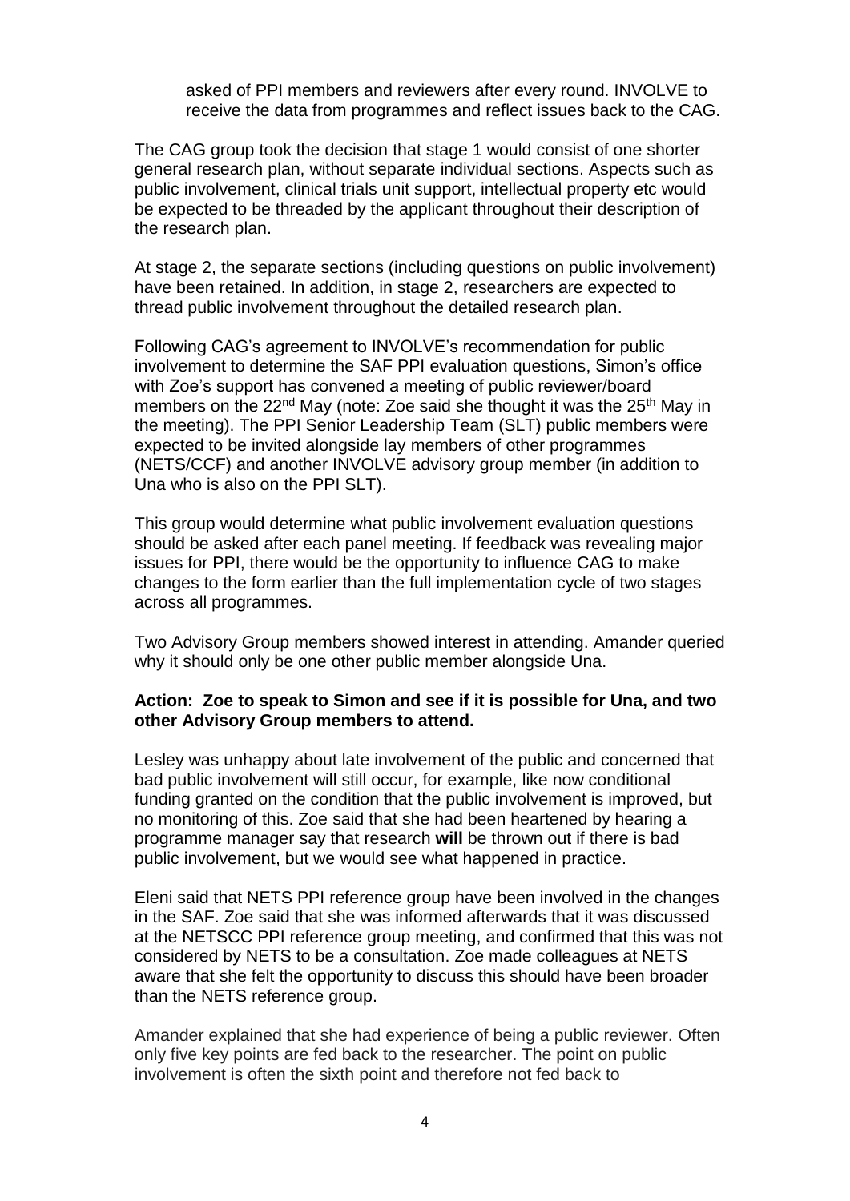asked of PPI members and reviewers after every round. INVOLVE to receive the data from programmes and reflect issues back to the CAG.

The CAG group took the decision that stage 1 would consist of one shorter general research plan, without separate individual sections. Aspects such as public involvement, clinical trials unit support, intellectual property etc would be expected to be threaded by the applicant throughout their description of the research plan.

At stage 2, the separate sections (including questions on public involvement) have been retained. In addition, in stage 2, researchers are expected to thread public involvement throughout the detailed research plan.

Following CAG's agreement to INVOLVE's recommendation for public involvement to determine the SAF PPI evaluation questions, Simon's office with Zoe's support has convened a meeting of public reviewer/board members on the 22nd May (note: Zoe said she thought it was the 25th May in the meeting). The PPI Senior Leadership Team (SLT) public members were expected to be invited alongside lay members of other programmes (NETS/CCF) and another INVOLVE advisory group member (in addition to Una who is also on the PPI SLT).

This group would determine what public involvement evaluation questions should be asked after each panel meeting. If feedback was revealing major issues for PPI, there would be the opportunity to influence CAG to make changes to the form earlier than the full implementation cycle of two stages across all programmes.

Two Advisory Group members showed interest in attending. Amander queried why it should only be one other public member alongside Una.

**Action: Zoe to speak to Simon and see if it is possible for Una, and two other Advisory Group members to attend.**

Lesley was unhappy about late involvement of the public and concerned that bad public involvement will still occur, for example, like now conditional funding granted on the condition that the public involvement is improved, but no monitoring of this. Zoe said that she had been heartened by hearing a programme manager say that research **will** be thrown out if there is bad public involvement, but we would see what happened in practice.

Eleni said that NETS PPI reference group have been involved in the changes in the SAF. Zoe said that she was informed afterwards that it was discussed at the NETSCC PPI reference group meeting, and confirmed that this was not considered by NETS to be a consultation. Zoe made colleagues at NETS aware that she felt the opportunity to discuss this should have been broader than the NETS reference group.

Amander explained that she had experience of being a public reviewer. Often only five key points are fed back to the researcher. The point on public involvement is often the sixth point and therefore not fed back to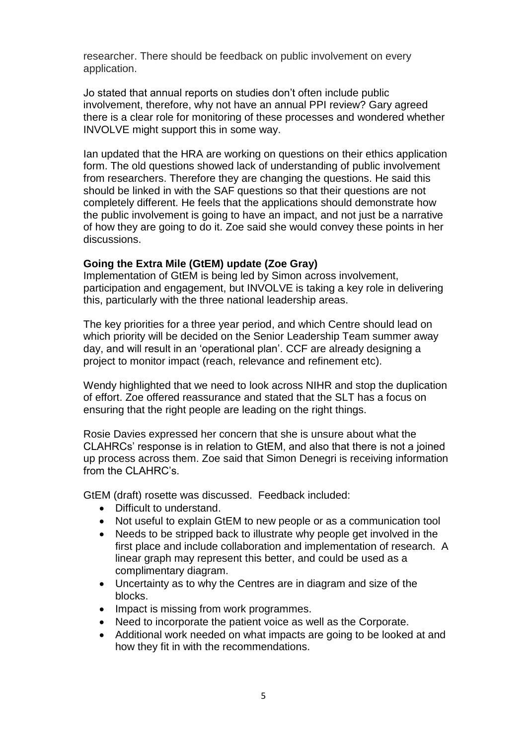researcher. There should be feedback on public involvement on every application.

Jo stated that annual reports on studies don't often include public involvement, therefore, why not have an annual PPI review? Gary agreed there is a clear role for monitoring of these processes and wondered whether INVOLVE might support this in some way.

Ian updated that the HRA are working on questions on their ethics application form. The old questions showed lack of understanding of public involvement from researchers. Therefore they are changing the questions. He said this should be linked in with the SAF questions so that their questions are not completely different. He feels that the applications should demonstrate how the public involvement is going to have an impact, and not just be a narrative of how they are going to do it. Zoe said she would convey these points in her discussions.

**Going the Extra Mile (GtEM) update (Zoe Gray)**

Implementation of GtEM is being led by Simon across involvement, participation and engagement, but INVOLVE is taking a key role in delivering this, particularly with the three national leadership areas.

The key priorities for a three year period, and which Centre should lead on which priority will be decided on the Senior Leadership Team summer away day, and will result in an 'operational plan'. CCF are already designing a project to monitor impact (reach, relevance and refinement etc).

Wendy highlighted that we need to look across NIHR and stop the duplication of effort. Zoe offered reassurance and stated that the SLT has a focus on ensuring that the right people are leading on the right things.

Rosie Davies expressed her concern that she is unsure about what the CLAHRCs' response is in relation to GtEM, and also that there is not a joined up process across them. Zoe said that Simon Denegri is receiving information from the CLAHRC's.

GtEM (draft) rosette was discussed. Feedback included:

- Difficult to understand.
- Not useful to explain GtEM to new people or as a communication tool
- Needs to be stripped back to illustrate why people get involved in the first place and include collaboration and implementation of research. A linear graph may represent this better, and could be used as a complimentary diagram.
- Uncertainty as to why the Centres are in diagram and size of the blocks.
- Impact is missing from work programmes.
- Need to incorporate the patient voice as well as the Corporate.
- Additional work needed on what impacts are going to be looked at and how they fit in with the recommendations.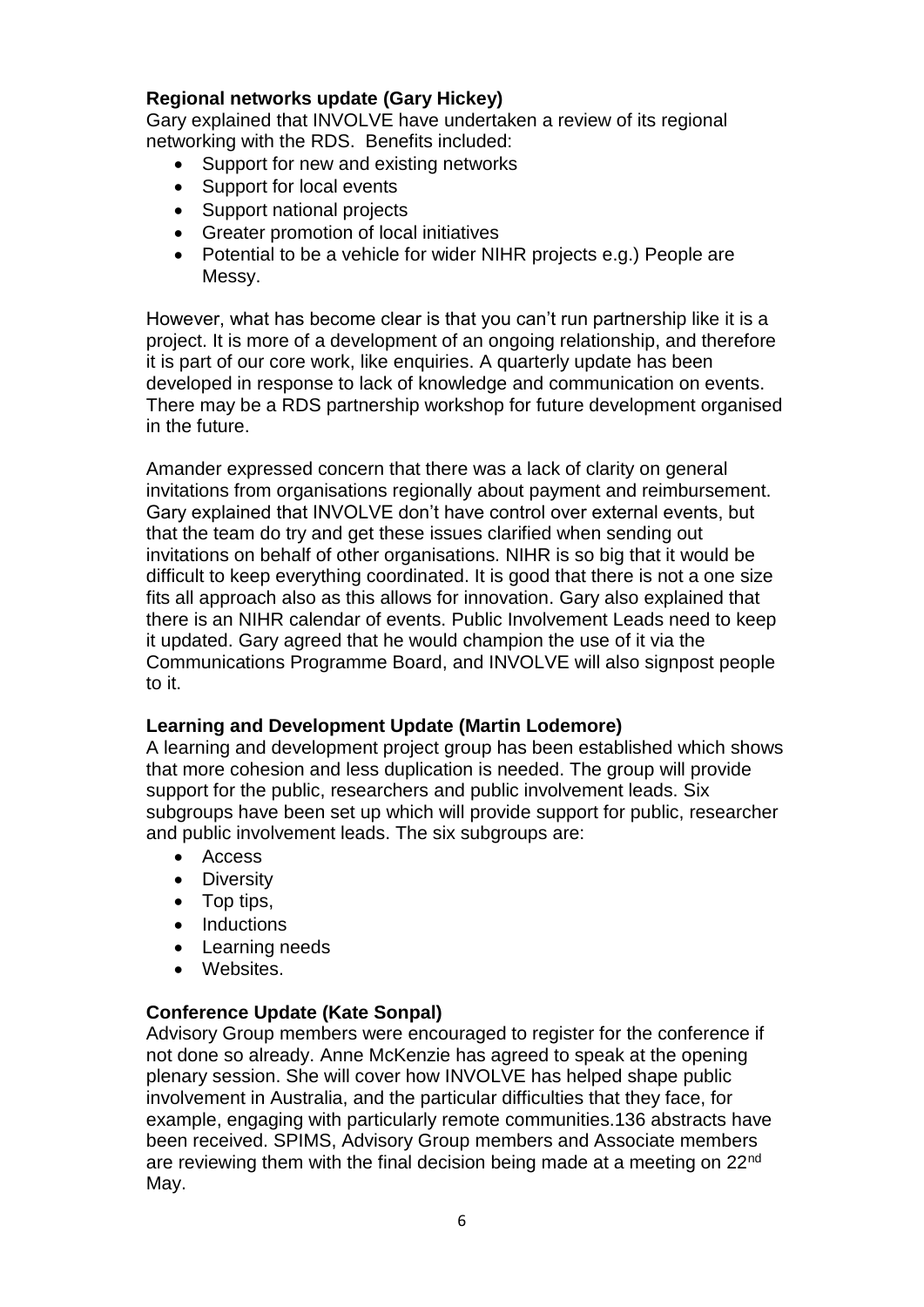**Regional networks update (Gary Hickey)**

Gary explained that INVOLVE have undertaken a review of its regional networking with the RDS. Benefits included:

- Support for new and existing networks
- Support for local events
- Support national projects
- Greater promotion of local initiatives
- Potential to be a vehicle for wider NIHR projects e.g.) People are Messy.

However, what has become clear is that you can't run partnership like it is a project. It is more of a development of an ongoing relationship, and therefore it is part of our core work, like enquiries. A quarterly update has been developed in response to lack of knowledge and communication on events. There may be a RDS partnership workshop for future development organised in the future.

Amander expressed concern that there was a lack of clarity on general invitations from organisations regionally about payment and reimbursement. Gary explained that INVOLVE don't have control over external events, but that the team do try and get these issues clarified when sending out invitations on behalf of other organisations. NIHR is so big that it would be difficult to keep everything coordinated. It is good that there is not a one size fits all approach also as this allows for innovation. Gary also explained that there is an NIHR calendar of events. Public Involvement Leads need to keep it updated. Gary agreed that he would champion the use of it via the Communications Programme Board, and INVOLVE will also signpost people to it.

**Learning and Development Update (Martin Lodemore)**

A learning and development project group has been established which shows that more cohesion and less duplication is needed. The group will provide support for the public, researchers and public involvement leads. Six subgroups have been set up which will provide support for public, researcher and public involvement leads. The six subgroups are:

- Access
- Diversity
- Top tips,
- Inductions
- Learning needs
- Websites.

**Conference Update (Kate Sonpal)**

Advisory Group members were encouraged to register for the conference if not done so already. Anne McKenzie has agreed to speak at the opening plenary session. She will cover how INVOLVE has helped shape public involvement in Australia, and the particular difficulties that they face, for example, engaging with particularly remote communities.136 abstracts have been received. SPIMS, Advisory Group members and Associate members are reviewing them with the final decision being made at a meeting on 22nd May.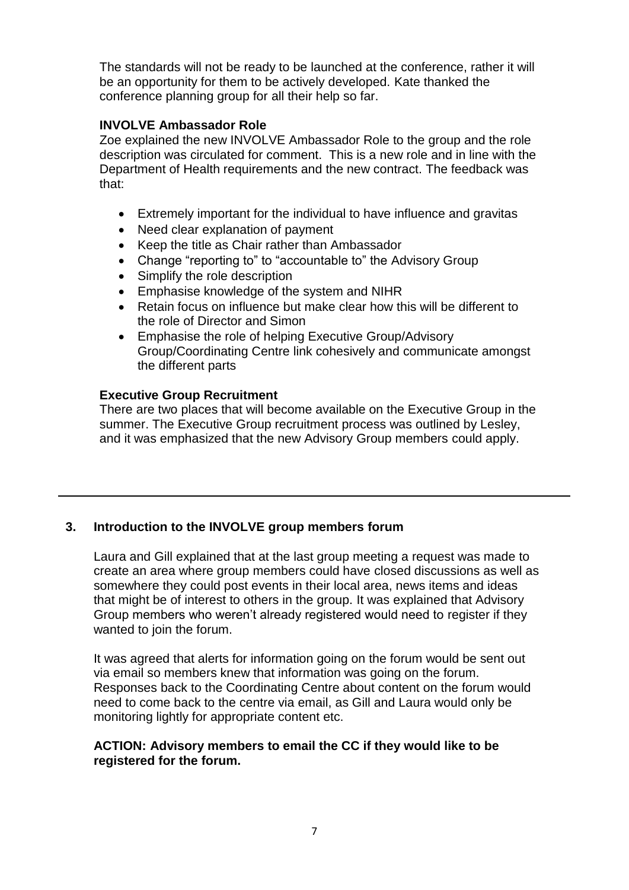The standards will not be ready to be launched at the conference, rather it will be an opportunity for them to be actively developed. Kate thanked the conference planning group for all their help so far.

**INVOLVE Ambassador Role**

Zoe explained the new INVOLVE Ambassador Role to the group and the role description was circulated for comment. This is a new role and in line with the Department of Health requirements and the new contract. The feedback was that:

- Extremely important for the individual to have influence and gravitas
- Need clear explanation of payment
- Keep the title as Chair rather than Ambassador
- Change "reporting to" to "accountable to" the Advisory Group
- Simplify the role description
- Emphasise knowledge of the system and NIHR
- Retain focus on influence but make clear how this will be different to the role of Director and Simon
- Emphasise the role of helping Executive Group/Advisory Group/Coordinating Centre link cohesively and communicate amongst the different parts

**Executive Group Recruitment**

There are two places that will become available on the Executive Group in the summer. The Executive Group recruitment process was outlined by Lesley, and it was emphasized that the new Advisory Group members could apply.

---

## 3. Introduction to the INVOLVE group members forum

Laura and Gill explained that at the last group meeting a request was made to create an area where group members could have closed discussions as well as somewhere they could post events in their local area, news items and ideas that might be of interest to others in the group. It was explained that Advisory Group members who weren't already registered would need to register if they wanted to join the forum.

It was agreed that alerts for information going on the forum would be sent out via email so members knew that information was going on the forum. Responses back to the Coordinating Centre about content on the forum would need to come back to the centre via email, as Gill and Laura would only be monitoring lightly for appropriate content etc.

**ACTION: Advisory members to email the CC if they would like to be registered for the forum.**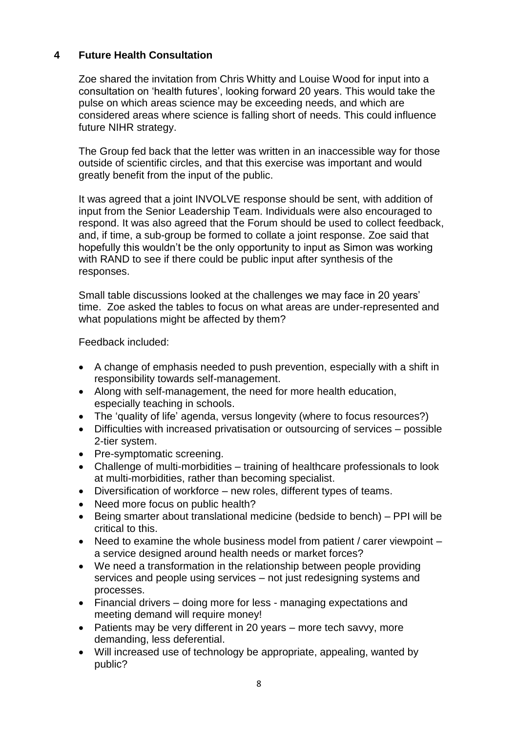## 4 Future Health Consultation

Zoe shared the invitation from Chris Whitty and Louise Wood for input into a consultation on 'health futures', looking forward 20 years. This would take the pulse on which areas science may be exceeding needs, and which are considered areas where science is falling short of needs. This could influence future NIHR strategy.

The Group fed back that the letter was written in an inaccessible way for those outside of scientific circles, and that this exercise was important and would greatly benefit from the input of the public.

It was agreed that a joint INVOLVE response should be sent, with addition of input from the Senior Leadership Team. Individuals were also encouraged to respond. It was also agreed that the Forum should be used to collect feedback, and, if time, a sub-group be formed to collate a joint response. Zoe said that hopefully this wouldn't be the only opportunity to input as Simon was working with RAND to see if there could be public input after synthesis of the responses.

Small table discussions looked at the challenges we may face in 20 years' time. Zoe asked the tables to focus on what areas are under-represented and what populations might be affected by them?

Feedback included:

- A change of emphasis needed to push prevention, especially with a shift in responsibility towards self-management.
- Along with self-management, the need for more health education, especially teaching in schools.
- The 'quality of life' agenda, versus longevity (where to focus resources?)
- Difficulties with increased privatisation or outsourcing of services – possible 2-tier system.
- Pre-symptomatic screening.
- Challenge of multi-morbidities – training of healthcare professionals to look at multi-morbidities, rather than becoming specialist.
- Diversification of workforce – new roles, different types of teams.
- Need more focus on public health?
- Being smarter about translational medicine (bedside to bench) – PPI will be critical to this.
- Need to examine the whole business model from patient / carer viewpoint – a service designed around health needs or market forces?
- We need a transformation in the relationship between people providing services and people using services – not just redesigning systems and processes.
- Financial drivers – doing more for less - managing expectations and meeting demand will require money!
- Patients may be very different in 20 years – more tech savvy, more demanding, less deferential.
- Will increased use of technology be appropriate, appealing, wanted by public?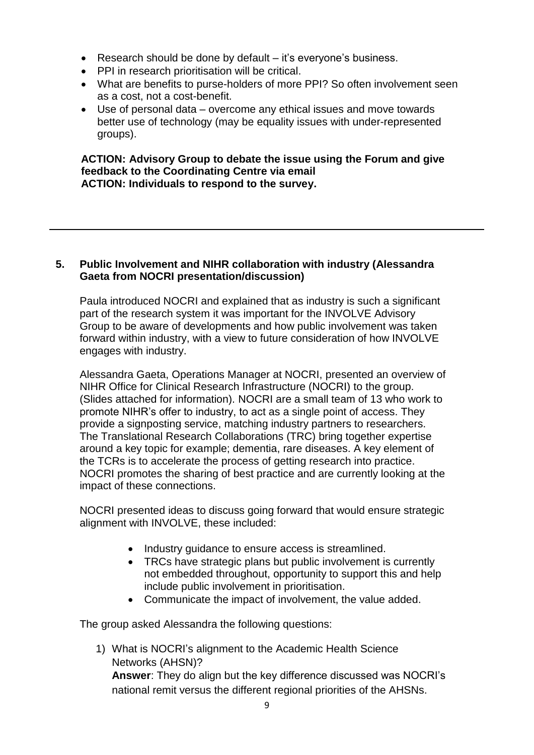- Research should be done by default – it's everyone's business.
- PPI in research prioritisation will be critical.
- What are benefits to purse-holders of more PPI? So often involvement seen as a cost, not a cost-benefit.
- Use of personal data – overcome any ethical issues and move towards better use of technology (may be equality issues with under-represented groups).

**ACTION: Advisory Group to debate the issue using the Forum and give feedback to the Coordinating Centre via email**
**ACTION: Individuals to respond to the survey.**

---

## 5. Public Involvement and NIHR collaboration with industry (Alessandra Gaeta from NOCRI presentation/discussion)

Paula introduced NOCRI and explained that as industry is such a significant part of the research system it was important for the INVOLVE Advisory Group to be aware of developments and how public involvement was taken forward within industry, with a view to future consideration of how INVOLVE engages with industry.

Alessandra Gaeta, Operations Manager at NOCRI, presented an overview of NIHR Office for Clinical Research Infrastructure (NOCRI) to the group. (Slides attached for information). NOCRI are a small team of 13 who work to promote NIHR's offer to industry, to act as a single point of access. They provide a signposting service, matching industry partners to researchers. The Translational Research Collaborations (TRC) bring together expertise around a key topic for example; dementia, rare diseases. A key element of the TCRs is to accelerate the process of getting research into practice. NOCRI promotes the sharing of best practice and are currently looking at the impact of these connections.

NOCRI presented ideas to discuss going forward that would ensure strategic alignment with INVOLVE, these included:

- Industry guidance to ensure access is streamlined.
- TRCs have strategic plans but public involvement is currently not embedded throughout, opportunity to support this and help include public involvement in prioritisation.
- Communicate the impact of involvement, the value added.

The group asked Alessandra the following questions:

1) What is NOCRI's alignment to the Academic Health Science Networks (AHSN)?
   **Answer**: They do align but the key difference discussed was NOCRI's national remit versus the different regional priorities of the AHSNs.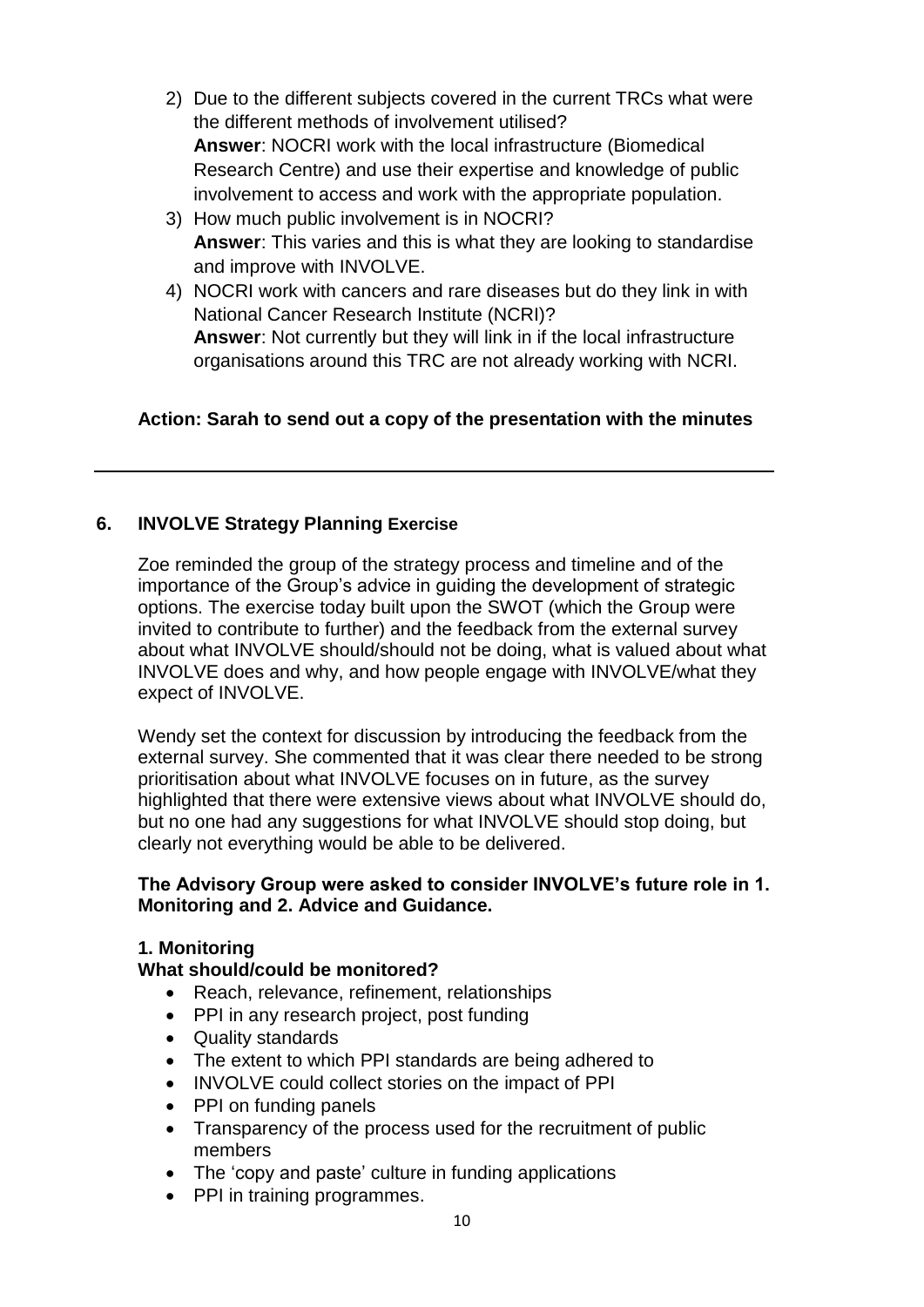2) Due to the different subjects covered in the current TRCs what were the different methods of involvement utilised?
   **Answer**: NOCRI work with the local infrastructure (Biomedical Research Centre) and use their expertise and knowledge of public involvement to access and work with the appropriate population.
3) How much public involvement is in NOCRI?
   **Answer**: This varies and this is what they are looking to standardise and improve with INVOLVE.
4) NOCRI work with cancers and rare diseases but do they link in with National Cancer Research Institute (NCRI)?
   **Answer**: Not currently but they will link in if the local infrastructure organisations around this TRC are not already working with NCRI.

**Action: Sarah to send out a copy of the presentation with the minutes**

---

## 6. INVOLVE Strategy Planning Exercise

Zoe reminded the group of the strategy process and timeline and of the importance of the Group's advice in guiding the development of strategic options. The exercise today built upon the SWOT (which the Group were invited to contribute to further) and the feedback from the external survey about what INVOLVE should/should not be doing, what is valued about what INVOLVE does and why, and how people engage with INVOLVE/what they expect of INVOLVE.

Wendy set the context for discussion by introducing the feedback from the external survey. She commented that it was clear there needed to be strong prioritisation about what INVOLVE focuses on in future, as the survey highlighted that there were extensive views about what INVOLVE should do, but no one had any suggestions for what INVOLVE should stop doing, but clearly not everything would be able to be delivered.

**The Advisory Group were asked to consider INVOLVE's future role in 1. Monitoring and 2. Advice and Guidance.**

**1. Monitoring**

**What should/could be monitored?**

- Reach, relevance, refinement, relationships
- PPI in any research project, post funding
- Quality standards
- The extent to which PPI standards are being adhered to
- INVOLVE could collect stories on the impact of PPI
- PPI on funding panels
- Transparency of the process used for the recruitment of public members
- The 'copy and paste' culture in funding applications
- PPI in training programmes.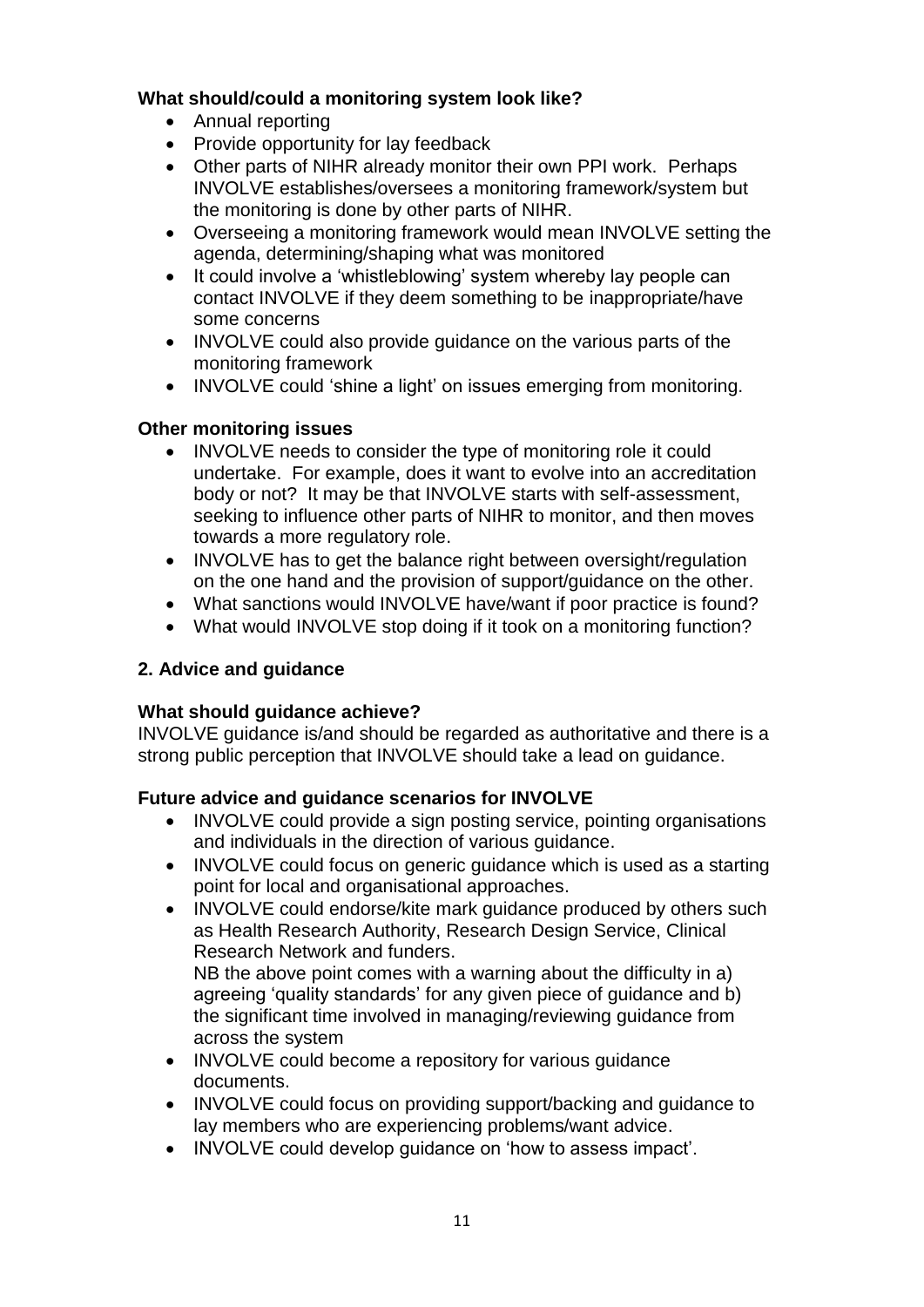**What should/could a monitoring system look like?**

- Annual reporting
- Provide opportunity for lay feedback
- Other parts of NIHR already monitor their own PPI work. Perhaps INVOLVE establishes/oversees a monitoring framework/system but the monitoring is done by other parts of NIHR.
- Overseeing a monitoring framework would mean INVOLVE setting the agenda, determining/shaping what was monitored
- It could involve a 'whistleblowing' system whereby lay people can contact INVOLVE if they deem something to be inappropriate/have some concerns
- INVOLVE could also provide guidance on the various parts of the monitoring framework
- INVOLVE could 'shine a light' on issues emerging from monitoring.

**Other monitoring issues**

- INVOLVE needs to consider the type of monitoring role it could undertake. For example, does it want to evolve into an accreditation body or not? It may be that INVOLVE starts with self-assessment, seeking to influence other parts of NIHR to monitor, and then moves towards a more regulatory role.
- INVOLVE has to get the balance right between oversight/regulation on the one hand and the provision of support/guidance on the other.
- What sanctions would INVOLVE have/want if poor practice is found?
- What would INVOLVE stop doing if it took on a monitoring function?

## 2. Advice and guidance

**What should guidance achieve?**

INVOLVE guidance is/and should be regarded as authoritative and there is a strong public perception that INVOLVE should take a lead on guidance.

**Future advice and guidance scenarios for INVOLVE**

- INVOLVE could provide a sign posting service, pointing organisations and individuals in the direction of various guidance.
- INVOLVE could focus on generic guidance which is used as a starting point for local and organisational approaches.
- INVOLVE could endorse/kite mark guidance produced by others such as Health Research Authority, Research Design Service, Clinical Research Network and funders.
  NB the above point comes with a warning about the difficulty in a) agreeing 'quality standards' for any given piece of guidance and b) the significant time involved in managing/reviewing guidance from across the system
- INVOLVE could become a repository for various guidance documents.
- INVOLVE could focus on providing support/backing and guidance to lay members who are experiencing problems/want advice.
- INVOLVE could develop guidance on 'how to assess impact'.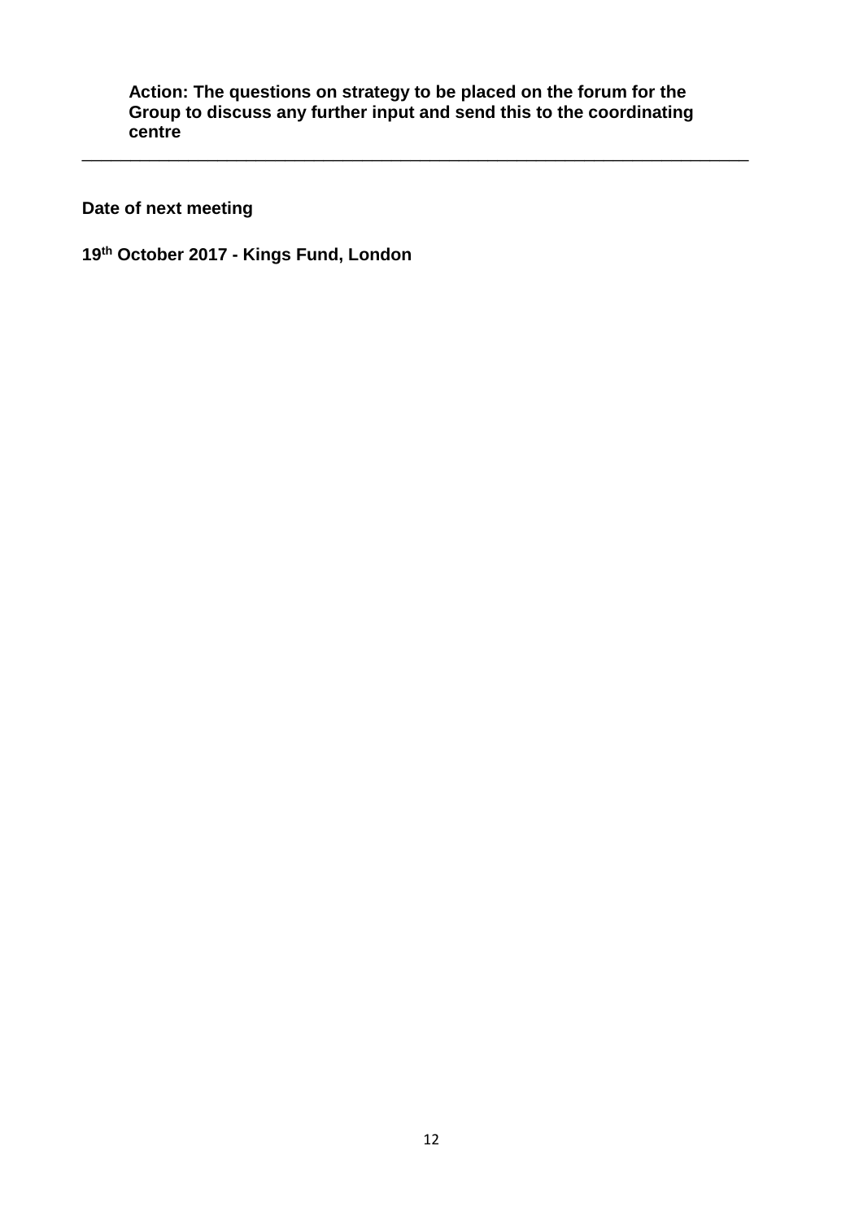**Action: The questions on strategy to be placed on the forum for the Group to discuss any further input and send this to the coordinating centre**

---

**Date of next meeting**

**19th October 2017 - Kings Fund, London**